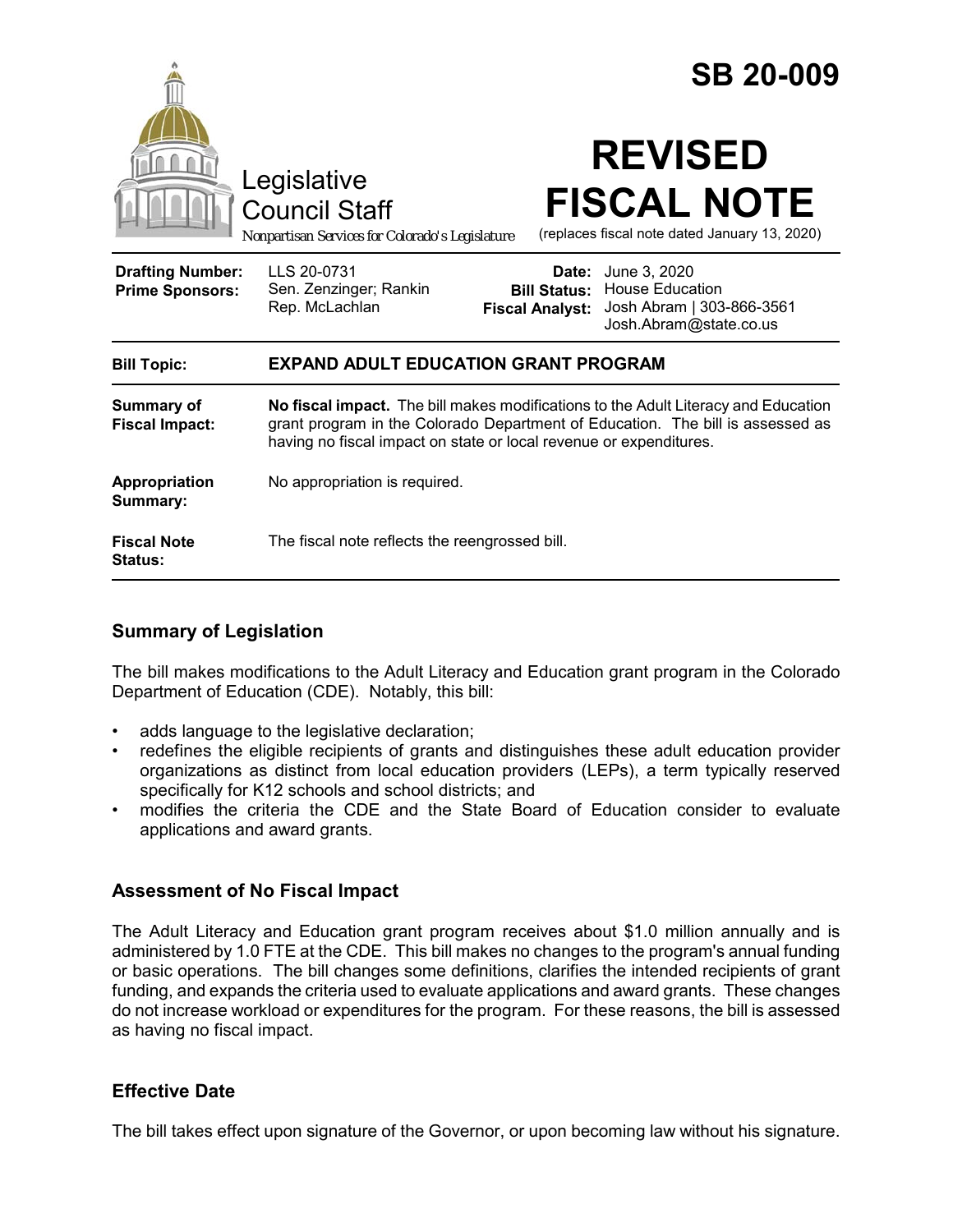# SB 20-009

Legislative Council Staff

*Nonpartisan Services for Colorado's Legislature*

# REVISED FISCAL NOTE

(replaces fiscal note dated January 13, 2020)

| | | | |
|---|---|---|---|
| **Drafting Number:** | LLS 20-0731 | **Date:** | June 3, 2020 |
| **Prime Sponsors:** | Sen. Zenzinger; Rankin<br>Rep. McLachlan | **Bill Status:** | House Education |
| | | **Fiscal Analyst:** | Josh Abram \| 303-866-3561<br>Josh.Abram@state.co.us |

| | |
|---|---|
| **Bill Topic:** | **EXPAND ADULT EDUCATION GRANT PROGRAM** |
| **Summary of Fiscal Impact:** | **No fiscal impact.** The bill makes modifications to the Adult Literacy and Education grant program in the Colorado Department of Education. The bill is assessed as having no fiscal impact on state or local revenue or expenditures. |
| **Appropriation Summary:** | No appropriation is required. |
| **Fiscal Note Status:** | The fiscal note reflects the reengrossed bill. |

## Summary of Legislation

The bill makes modifications to the Adult Literacy and Education grant program in the Colorado Department of Education (CDE). Notably, this bill:

- adds language to the legislative declaration;
- redefines the eligible recipients of grants and distinguishes these adult education provider organizations as distinct from local education providers (LEPs), a term typically reserved specifically for K12 schools and school districts; and
- modifies the criteria the CDE and the State Board of Education consider to evaluate applications and award grants.

## Assessment of No Fiscal Impact

The Adult Literacy and Education grant program receives about $1.0 million annually and is administered by 1.0 FTE at the CDE. This bill makes no changes to the program's annual funding or basic operations. The bill changes some definitions, clarifies the intended recipients of grant funding, and expands the criteria used to evaluate applications and award grants. These changes do not increase workload or expenditures for the program. For these reasons, the bill is assessed as having no fiscal impact.

## Effective Date

The bill takes effect upon signature of the Governor, or upon becoming law without his signature.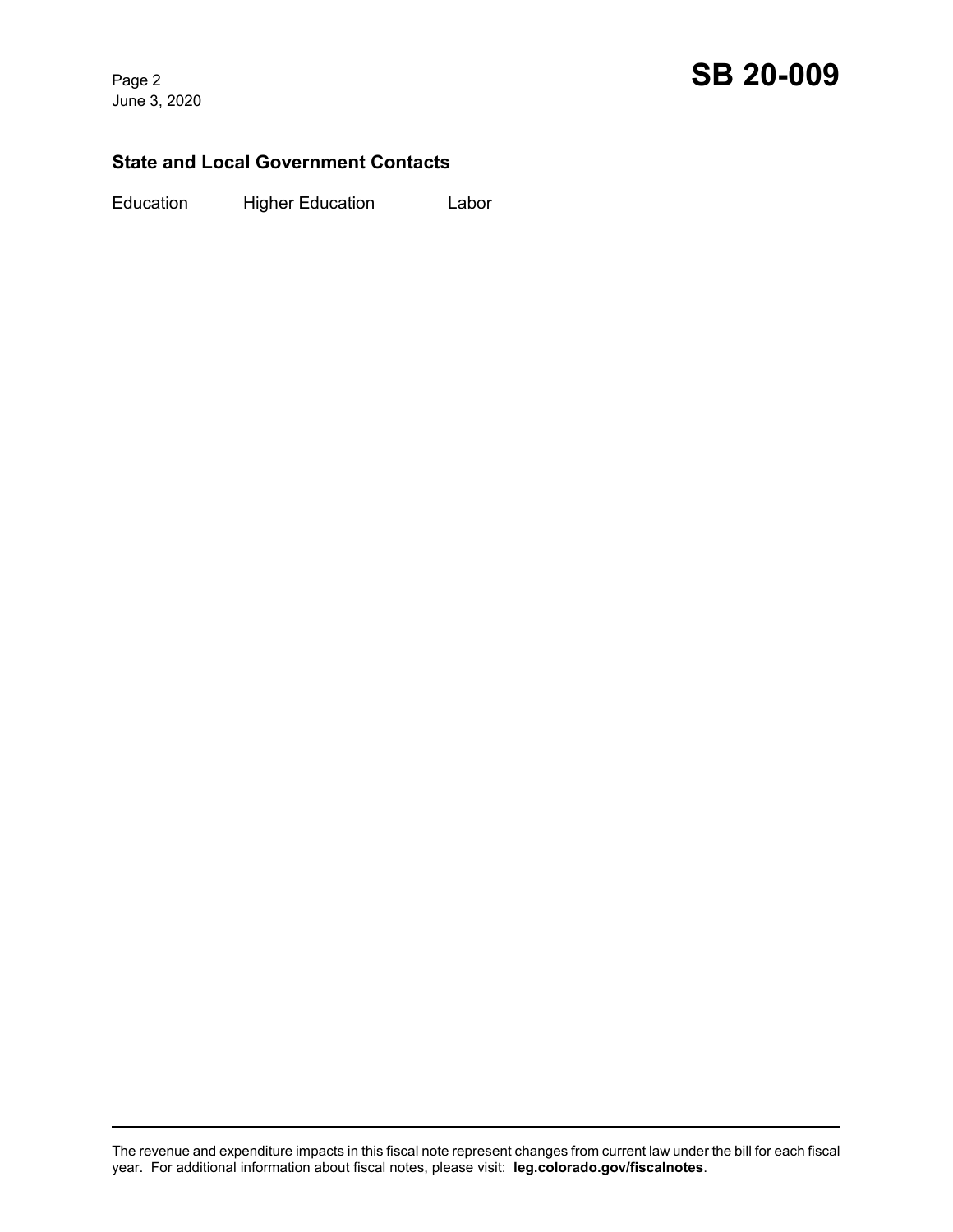## State and Local Government Contacts

Education    Higher Education    Labor

---

The revenue and expenditure impacts in this fiscal note represent changes from current law under the bill for each fiscal year. For additional information about fiscal notes, please visit: **leg.colorado.gov/fiscalnotes**.